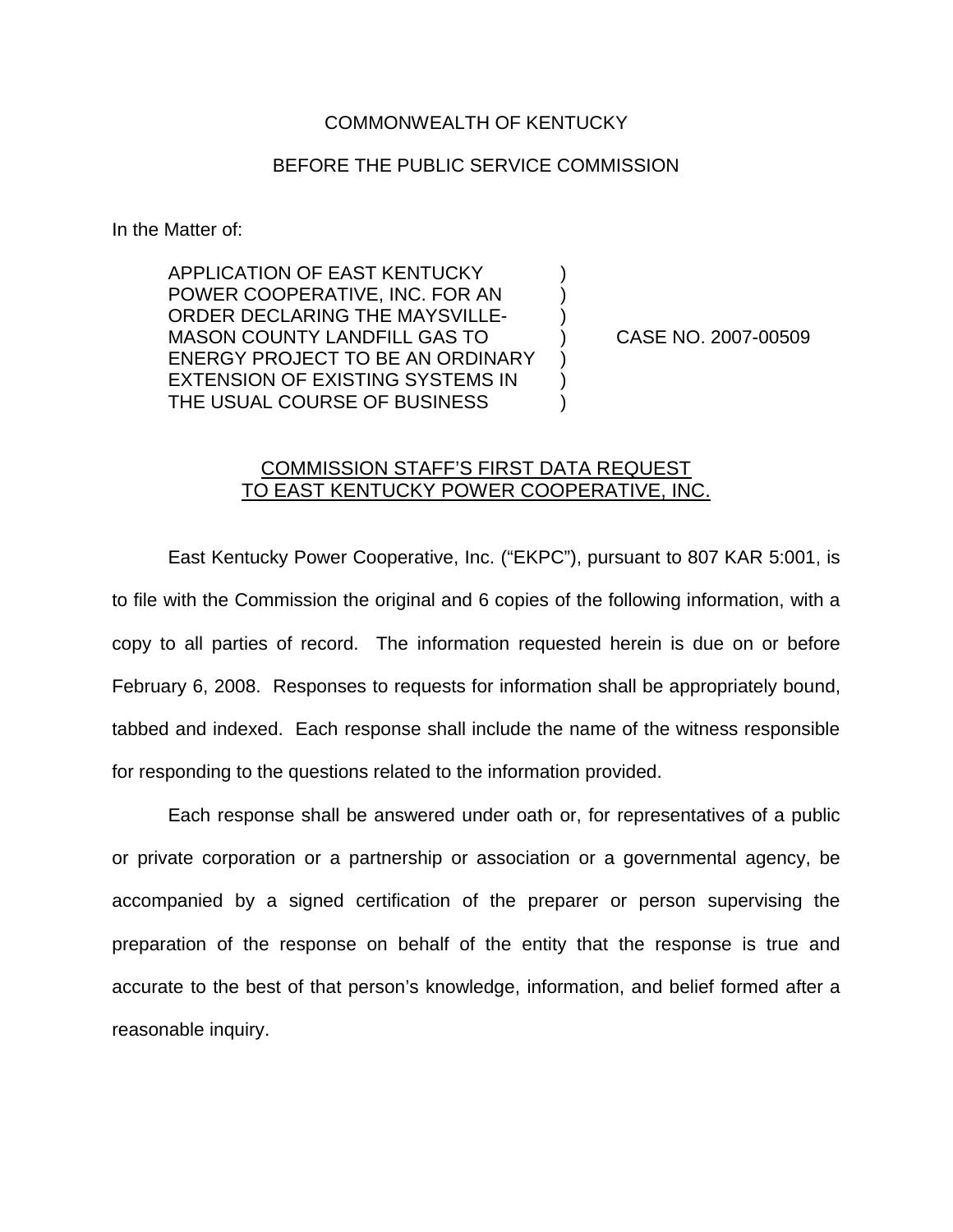COMMONWEALTH OF KENTUCKY

BEFORE THE PUBLIC SERVICE COMMISSION

In the Matter of:

| | | |
|---|---|---|
| APPLICATION OF EAST KENTUCKY POWER COOPERATIVE, INC. FOR AN ORDER DECLARING THE MAYSVILLE-MASON COUNTY LANDFILL GAS TO ENERGY PROJECT TO BE AN ORDINARY EXTENSION OF EXISTING SYSTEMS IN THE USUAL COURSE OF BUSINESS | ) | CASE NO. 2007-00509 |

COMMISSION STAFF'S FIRST DATA REQUEST TO EAST KENTUCKY POWER COOPERATIVE, INC.

East Kentucky Power Cooperative, Inc. ("EKPC"), pursuant to 807 KAR 5:001, is to file with the Commission the original and 6 copies of the following information, with a copy to all parties of record. The information requested herein is due on or before February 6, 2008. Responses to requests for information shall be appropriately bound, tabbed and indexed. Each response shall include the name of the witness responsible for responding to the questions related to the information provided.

Each response shall be answered under oath or, for representatives of a public or private corporation or a partnership or association or a governmental agency, be accompanied by a signed certification of the preparer or person supervising the preparation of the response on behalf of the entity that the response is true and accurate to the best of that person's knowledge, information, and belief formed after a reasonable inquiry.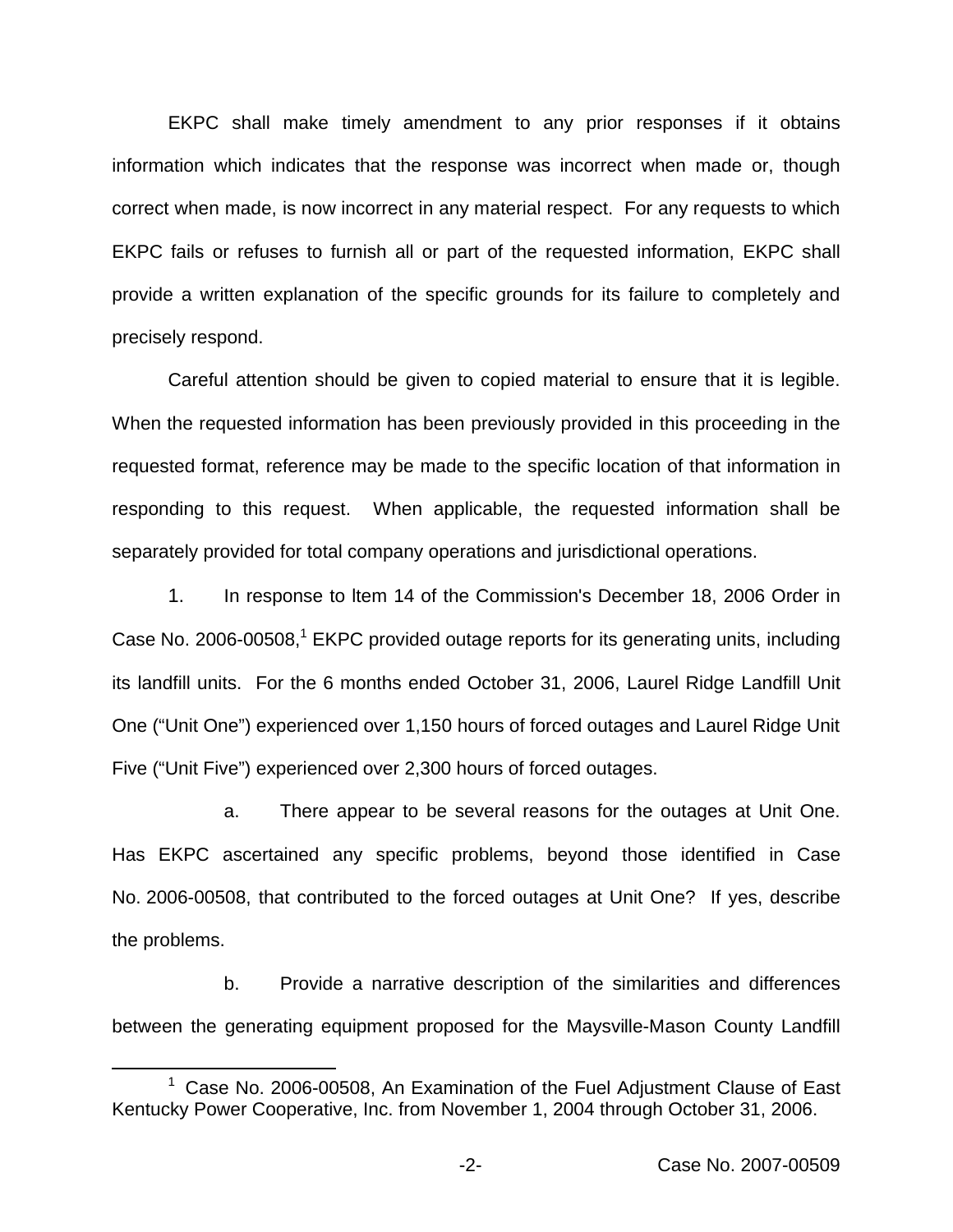EKPC shall make timely amendment to any prior responses if it obtains information which indicates that the response was incorrect when made or, though correct when made, is now incorrect in any material respect. For any requests to which EKPC fails or refuses to furnish all or part of the requested information, EKPC shall provide a written explanation of the specific grounds for its failure to completely and precisely respond.

Careful attention should be given to copied material to ensure that it is legible. When the requested information has been previously provided in this proceeding in the requested format, reference may be made to the specific location of that information in responding to this request. When applicable, the requested information shall be separately provided for total company operations and jurisdictional operations.

1. In response to Item 14 of the Commission's December 18, 2006 Order in Case No. 2006-00508,[1] EKPC provided outage reports for its generating units, including its landfill units. For the 6 months ended October 31, 2006, Laurel Ridge Landfill Unit One ("Unit One") experienced over 1,150 hours of forced outages and Laurel Ridge Unit Five ("Unit Five") experienced over 2,300 hours of forced outages.

a. There appear to be several reasons for the outages at Unit One. Has EKPC ascertained any specific problems, beyond those identified in Case No. 2006-00508, that contributed to the forced outages at Unit One? If yes, describe the problems.

b. Provide a narrative description of the similarities and differences between the generating equipment proposed for the Maysville-Mason County Landfill

[1] Case No. 2006-00508, An Examination of the Fuel Adjustment Clause of East Kentucky Power Cooperative, Inc. from November 1, 2004 through October 31, 2006.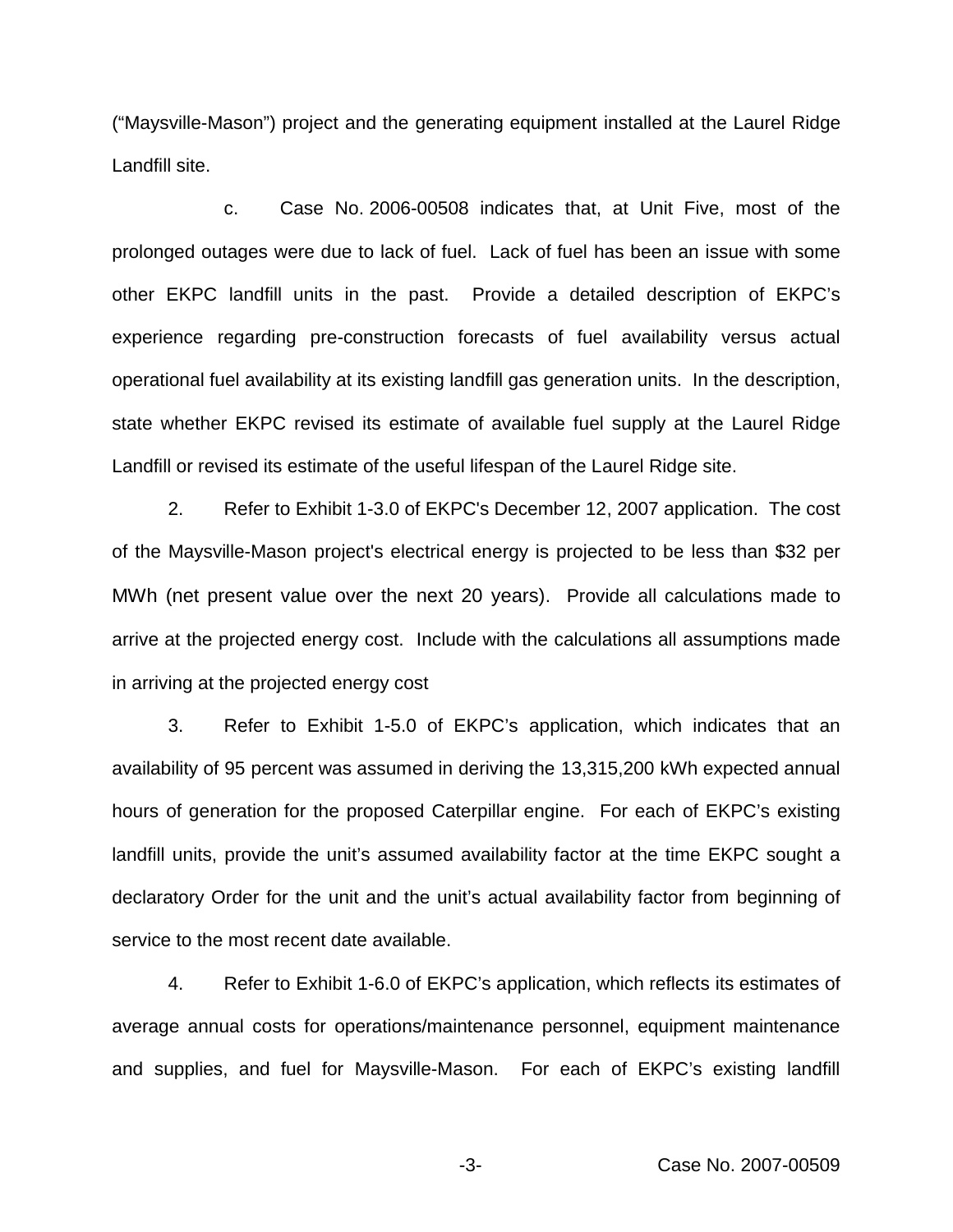("Maysville-Mason") project and the generating equipment installed at the Laurel Ridge Landfill site.

c. Case No. 2006-00508 indicates that, at Unit Five, most of the prolonged outages were due to lack of fuel. Lack of fuel has been an issue with some other EKPC landfill units in the past. Provide a detailed description of EKPC's experience regarding pre-construction forecasts of fuel availability versus actual operational fuel availability at its existing landfill gas generation units. In the description, state whether EKPC revised its estimate of available fuel supply at the Laurel Ridge Landfill or revised its estimate of the useful lifespan of the Laurel Ridge site.

2. Refer to Exhibit 1-3.0 of EKPC's December 12, 2007 application. The cost of the Maysville-Mason project's electrical energy is projected to be less than $32 per MWh (net present value over the next 20 years). Provide all calculations made to arrive at the projected energy cost. Include with the calculations all assumptions made in arriving at the projected energy cost

3. Refer to Exhibit 1-5.0 of EKPC's application, which indicates that an availability of 95 percent was assumed in deriving the 13,315,200 kWh expected annual hours of generation for the proposed Caterpillar engine. For each of EKPC's existing landfill units, provide the unit's assumed availability factor at the time EKPC sought a declaratory Order for the unit and the unit's actual availability factor from beginning of service to the most recent date available.

4. Refer to Exhibit 1-6.0 of EKPC's application, which reflects its estimates of average annual costs for operations/maintenance personnel, equipment maintenance and supplies, and fuel for Maysville-Mason. For each of EKPC's existing landfill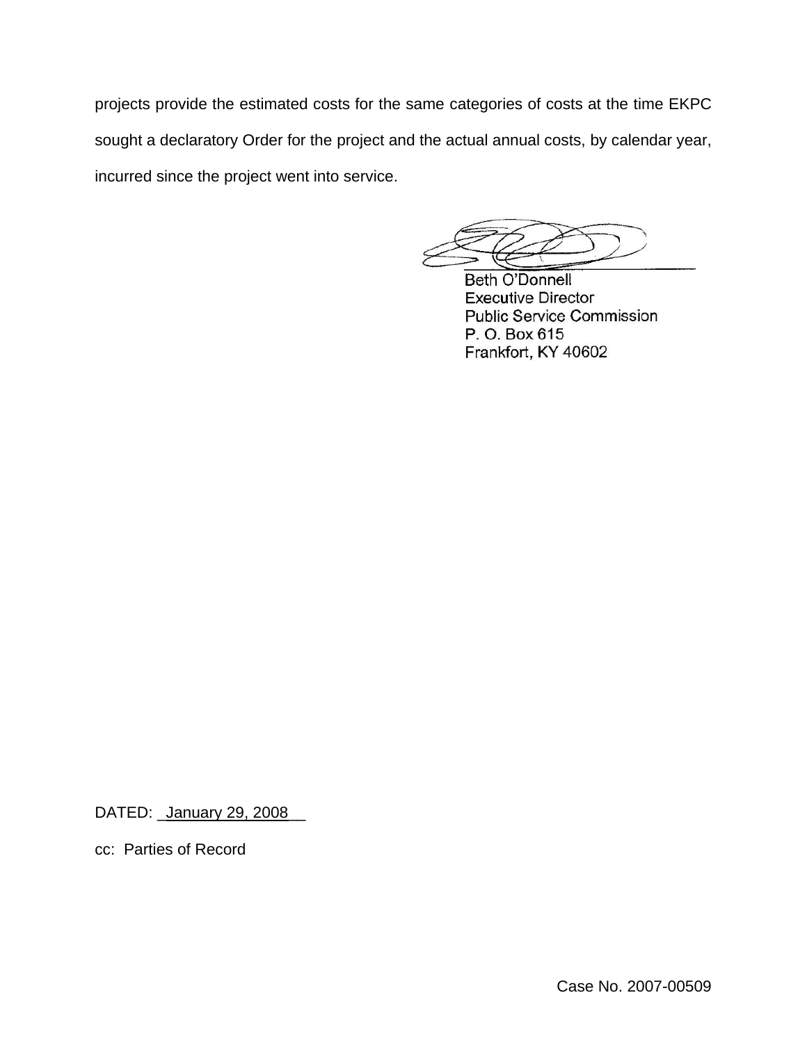projects provide the estimated costs for the same categories of costs at the time EKPC sought a declaratory Order for the project and the actual annual costs, by calendar year, incurred since the project went into service.

Beth O'Donnell
Executive Director
Public Service Commission
P. O. Box 615
Frankfort, KY 40602

DATED: January 29, 2008

cc: Parties of Record

Case No. 2007-00509